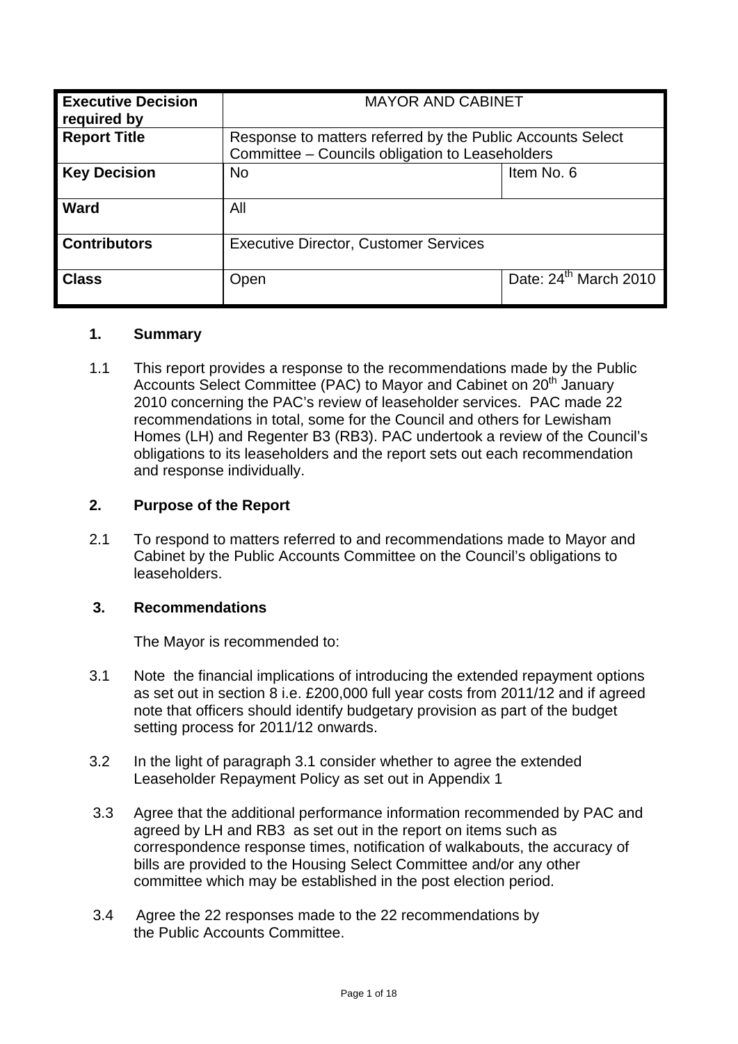| Executive Decision required by | MAYOR AND CABINET | |
|---|---|---|
| **Report Title** | Response to matters referred by the Public Accounts Select Committee – Councils obligation to Leaseholders | |
| **Key Decision** | No | Item No. 6 |
| **Ward** | All | |
| **Contributors** | Executive Director, Customer Services | |
| **Class** | Open | Date: 24th March 2010 |

## 1. Summary

1.1 This report provides a response to the recommendations made by the Public Accounts Select Committee (PAC) to Mayor and Cabinet on 20th January 2010 concerning the PAC's review of leaseholder services. PAC made 22 recommendations in total, some for the Council and others for Lewisham Homes (LH) and Regenter B3 (RB3). PAC undertook a review of the Council's obligations to its leaseholders and the report sets out each recommendation and response individually.

## 2. Purpose of the Report

2.1 To respond to matters referred to and recommendations made to Mayor and Cabinet by the Public Accounts Committee on the Council's obligations to leaseholders.

## 3. Recommendations

The Mayor is recommended to:

3.1 Note the financial implications of introducing the extended repayment options as set out in section 8 i.e. £200,000 full year costs from 2011/12 and if agreed note that officers should identify budgetary provision as part of the budget setting process for 2011/12 onwards.

3.2 In the light of paragraph 3.1 consider whether to agree the extended Leaseholder Repayment Policy as set out in Appendix 1

3.3 Agree that the additional performance information recommended by PAC and agreed by LH and RB3 as set out in the report on items such as correspondence response times, notification of walkabouts, the accuracy of bills are provided to the Housing Select Committee and/or any other committee which may be established in the post election period.

3.4 Agree the 22 responses made to the 22 recommendations by the Public Accounts Committee.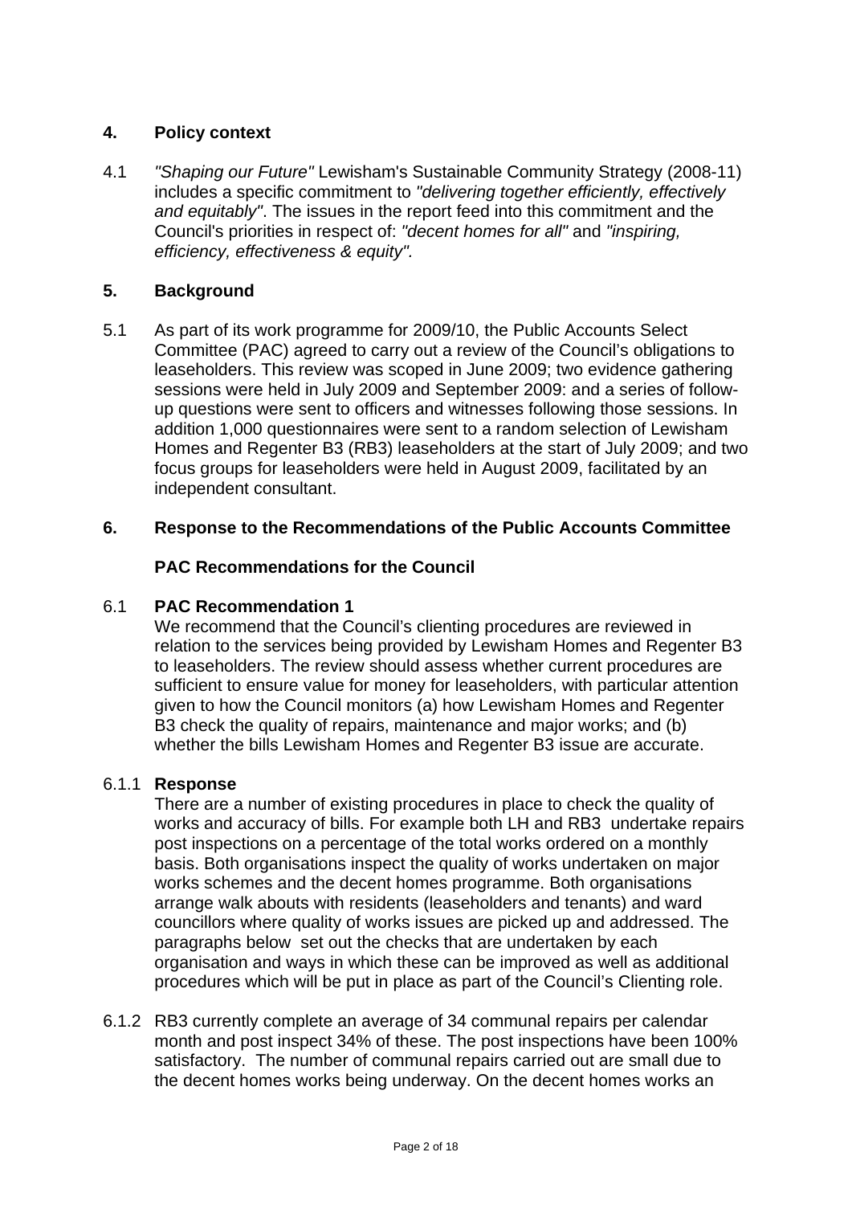## 4. Policy context

4.1 *"Shaping our Future"* Lewisham's Sustainable Community Strategy (2008-11) includes a specific commitment to *"delivering together efficiently, effectively and equitably"*. The issues in the report feed into this commitment and the Council's priorities in respect of: *"decent homes for all"* and *"inspiring, efficiency, effectiveness & equity".*

## 5. Background

5.1 As part of its work programme for 2009/10, the Public Accounts Select Committee (PAC) agreed to carry out a review of the Council's obligations to leaseholders. This review was scoped in June 2009; two evidence gathering sessions were held in July 2009 and September 2009: and a series of follow-up questions were sent to officers and witnesses following those sessions. In addition 1,000 questionnaires were sent to a random selection of Lewisham Homes and Regenter B3 (RB3) leaseholders at the start of July 2009; and two focus groups for leaseholders were held in August 2009, facilitated by an independent consultant.

## 6. Response to the Recommendations of the Public Accounts Committee

### PAC Recommendations for the Council

6.1 **PAC Recommendation 1**

We recommend that the Council's clienting procedures are reviewed in relation to the services being provided by Lewisham Homes and Regenter B3 to leaseholders. The review should assess whether current procedures are sufficient to ensure value for money for leaseholders, with particular attention given to how the Council monitors (a) how Lewisham Homes and Regenter B3 check the quality of repairs, maintenance and major works; and (b) whether the bills Lewisham Homes and Regenter B3 issue are accurate.

6.1.1 **Response**

There are a number of existing procedures in place to check the quality of works and accuracy of bills. For example both LH and RB3 undertake repairs post inspections on a percentage of the total works ordered on a monthly basis. Both organisations inspect the quality of works undertaken on major works schemes and the decent homes programme. Both organisations arrange walk abouts with residents (leaseholders and tenants) and ward councillors where quality of works issues are picked up and addressed. The paragraphs below set out the checks that are undertaken by each organisation and ways in which these can be improved as well as additional procedures which will be put in place as part of the Council's Clienting role.

6.1.2 RB3 currently complete an average of 34 communal repairs per calendar month and post inspect 34% of these. The post inspections have been 100% satisfactory. The number of communal repairs carried out are small due to the decent homes works being underway. On the decent homes works an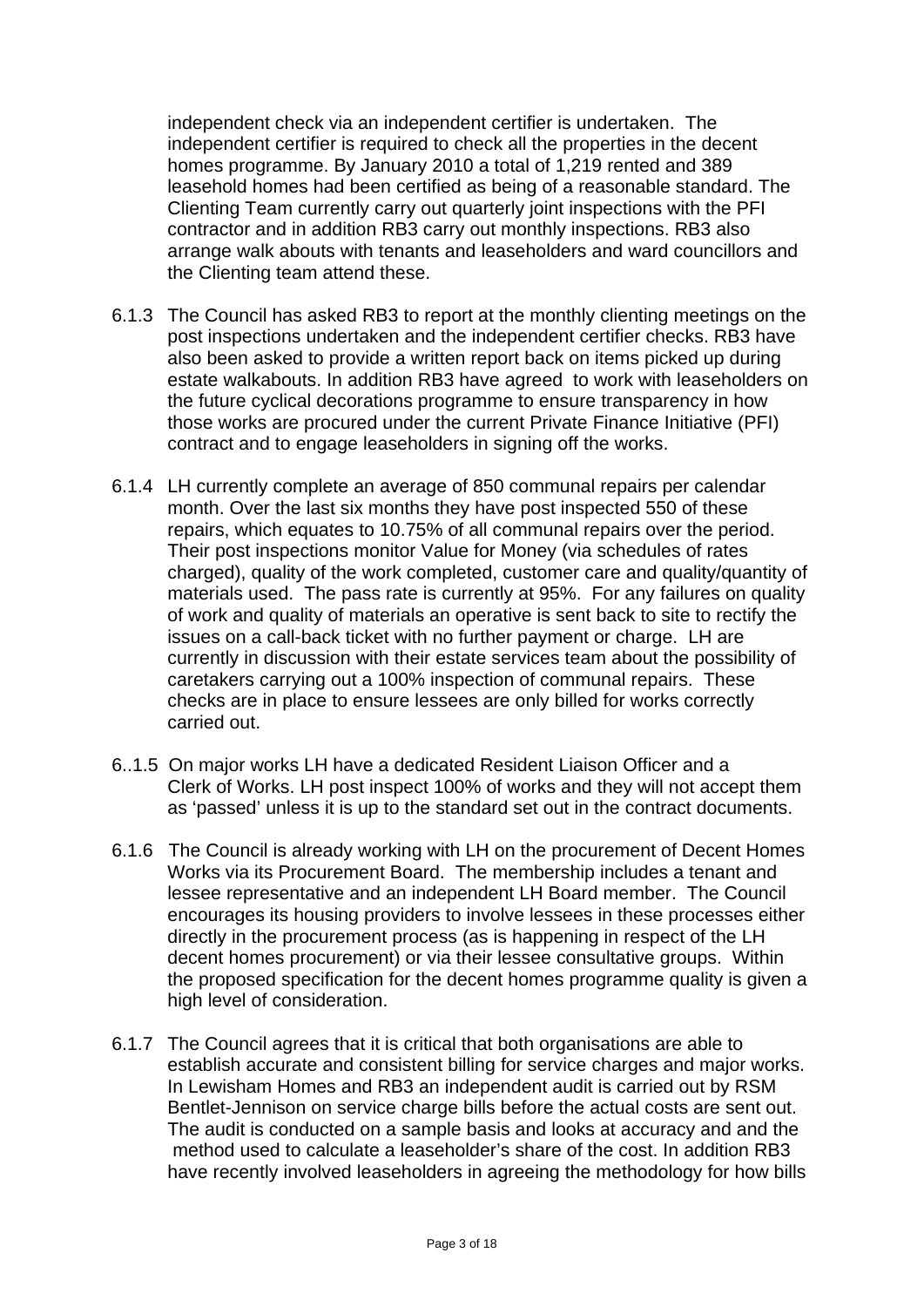independent check via an independent certifier is undertaken. The independent certifier is required to check all the properties in the decent homes programme. By January 2010 a total of 1,219 rented and 389 leasehold homes had been certified as being of a reasonable standard. The Clienting Team currently carry out quarterly joint inspections with the PFI contractor and in addition RB3 carry out monthly inspections. RB3 also arrange walk abouts with tenants and leaseholders and ward councillors and the Clienting team attend these.

6.1.3 The Council has asked RB3 to report at the monthly clienting meetings on the post inspections undertaken and the independent certifier checks. RB3 have also been asked to provide a written report back on items picked up during estate walkabouts. In addition RB3 have agreed to work with leaseholders on the future cyclical decorations programme to ensure transparency in how those works are procured under the current Private Finance Initiative (PFI) contract and to engage leaseholders in signing off the works.

6.1.4 LH currently complete an average of 850 communal repairs per calendar month. Over the last six months they have post inspected 550 of these repairs, which equates to 10.75% of all communal repairs over the period. Their post inspections monitor Value for Money (via schedules of rates charged), quality of the work completed, customer care and quality/quantity of materials used. The pass rate is currently at 95%. For any failures on quality of work and quality of materials an operative is sent back to site to rectify the issues on a call-back ticket with no further payment or charge. LH are currently in discussion with their estate services team about the possibility of caretakers carrying out a 100% inspection of communal repairs. These checks are in place to ensure lessees are only billed for works correctly carried out.

6..1.5 On major works LH have a dedicated Resident Liaison Officer and a Clerk of Works. LH post inspect 100% of works and they will not accept them as 'passed' unless it is up to the standard set out in the contract documents.

6.1.6 The Council is already working with LH on the procurement of Decent Homes Works via its Procurement Board. The membership includes a tenant and lessee representative and an independent LH Board member. The Council encourages its housing providers to involve lessees in these processes either directly in the procurement process (as is happening in respect of the LH decent homes procurement) or via their lessee consultative groups. Within the proposed specification for the decent homes programme quality is given a high level of consideration.

6.1.7 The Council agrees that it is critical that both organisations are able to establish accurate and consistent billing for service charges and major works. In Lewisham Homes and RB3 an independent audit is carried out by RSM Bentlet-Jennison on service charge bills before the actual costs are sent out. The audit is conducted on a sample basis and looks at accuracy and and the method used to calculate a leaseholder's share of the cost. In addition RB3 have recently involved leaseholders in agreeing the methodology for how bills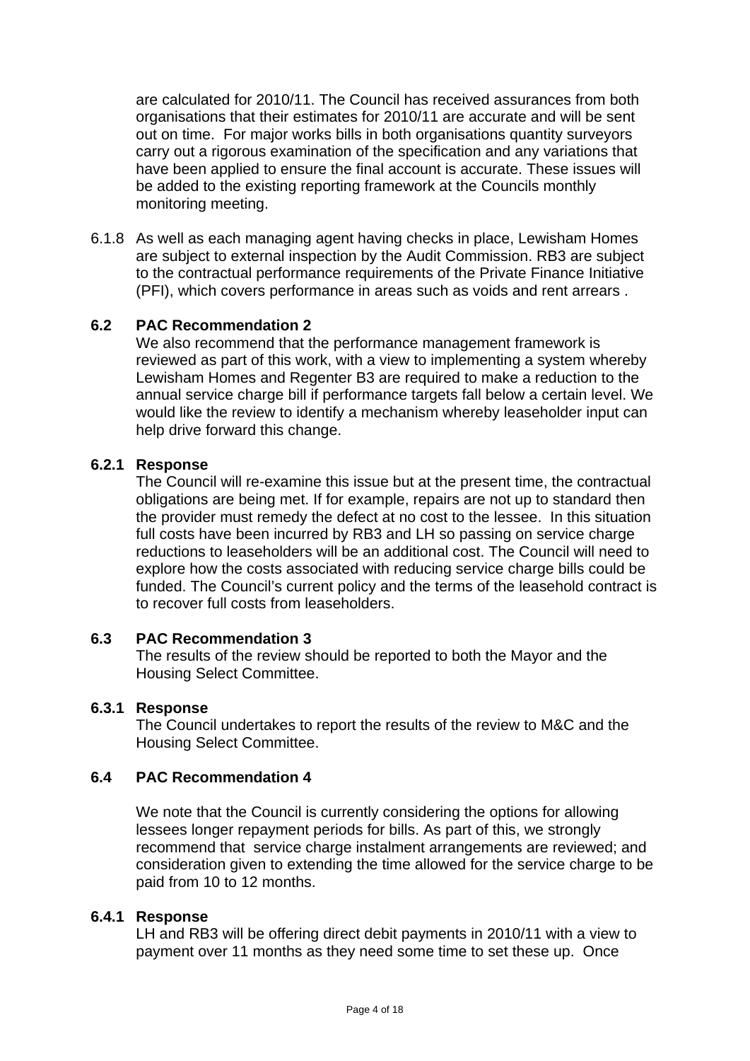are calculated for 2010/11. The Council has received assurances from both organisations that their estimates for 2010/11 are accurate and will be sent out on time. For major works bills in both organisations quantity surveyors carry out a rigorous examination of the specification and any variations that have been applied to ensure the final account is accurate. These issues will be added to the existing reporting framework at the Councils monthly monitoring meeting.

6.1.8 As well as each managing agent having checks in place, Lewisham Homes are subject to external inspection by the Audit Commission. RB3 are subject to the contractual performance requirements of the Private Finance Initiative (PFI), which covers performance in areas such as voids and rent arrears .

**6.2 PAC Recommendation 2**

We also recommend that the performance management framework is reviewed as part of this work, with a view to implementing a system whereby Lewisham Homes and Regenter B3 are required to make a reduction to the annual service charge bill if performance targets fall below a certain level. We would like the review to identify a mechanism whereby leaseholder input can help drive forward this change.

**6.2.1 Response**

The Council will re-examine this issue but at the present time, the contractual obligations are being met. If for example, repairs are not up to standard then the provider must remedy the defect at no cost to the lessee. In this situation full costs have been incurred by RB3 and LH so passing on service charge reductions to leaseholders will be an additional cost. The Council will need to explore how the costs associated with reducing service charge bills could be funded. The Council's current policy and the terms of the leasehold contract is to recover full costs from leaseholders.

**6.3 PAC Recommendation 3**

The results of the review should be reported to both the Mayor and the Housing Select Committee.

**6.3.1 Response**

The Council undertakes to report the results of the review to M&C and the Housing Select Committee.

**6.4 PAC Recommendation 4**

We note that the Council is currently considering the options for allowing lessees longer repayment periods for bills. As part of this, we strongly recommend that service charge instalment arrangements are reviewed; and consideration given to extending the time allowed for the service charge to be paid from 10 to 12 months.

**6.4.1 Response**

LH and RB3 will be offering direct debit payments in 2010/11 with a view to payment over 11 months as they need some time to set these up. Once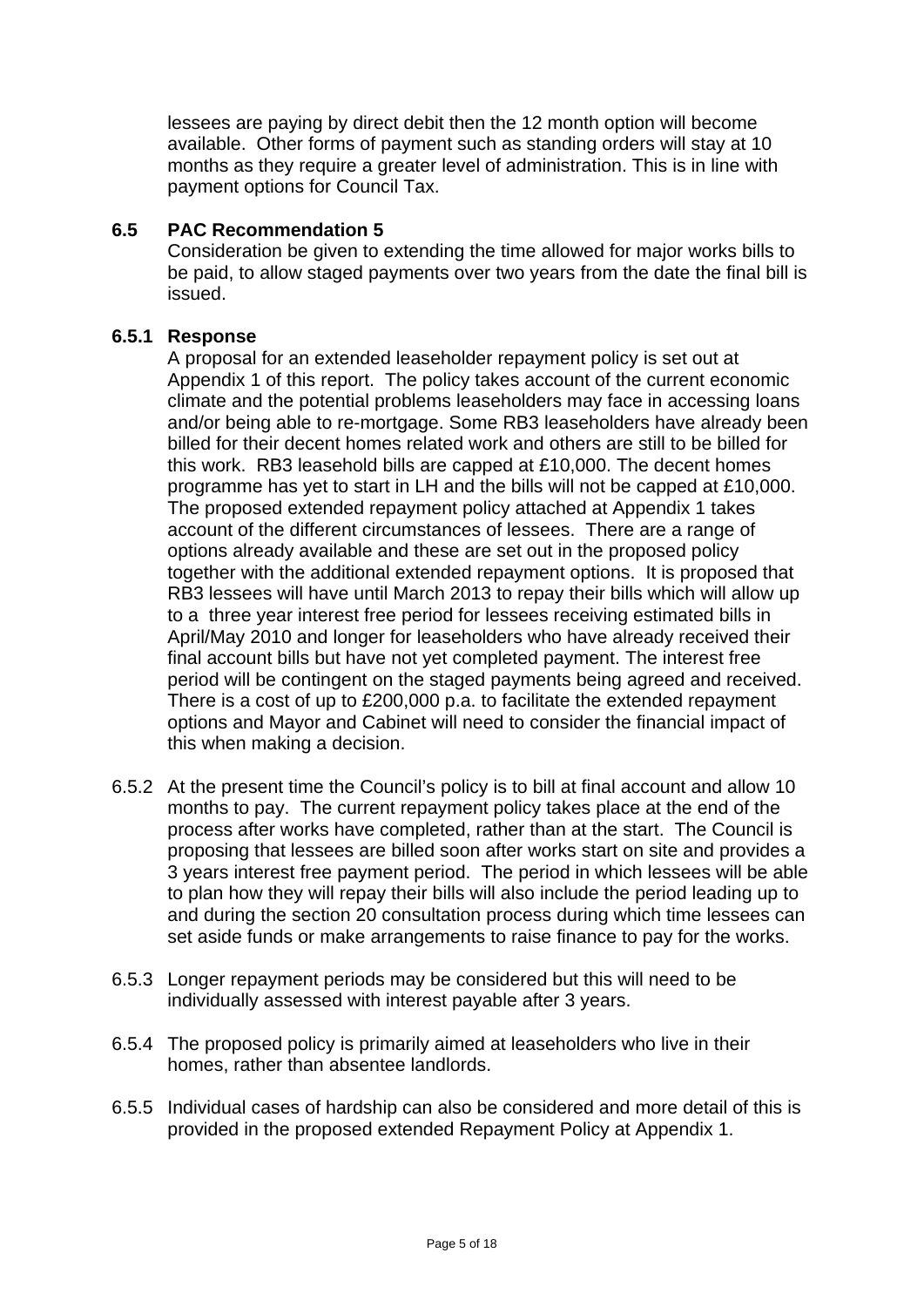lessees are paying by direct debit then the 12 month option will become available. Other forms of payment such as standing orders will stay at 10 months as they require a greater level of administration. This is in line with payment options for Council Tax.

### 6.5 PAC Recommendation 5

Consideration be given to extending the time allowed for major works bills to be paid, to allow staged payments over two years from the date the final bill is issued.

### 6.5.1 Response

A proposal for an extended leaseholder repayment policy is set out at Appendix 1 of this report. The policy takes account of the current economic climate and the potential problems leaseholders may face in accessing loans and/or being able to re-mortgage. Some RB3 leaseholders have already been billed for their decent homes related work and others are still to be billed for this work. RB3 leasehold bills are capped at £10,000. The decent homes programme has yet to start in LH and the bills will not be capped at £10,000. The proposed extended repayment policy attached at Appendix 1 takes account of the different circumstances of lessees. There are a range of options already available and these are set out in the proposed policy together with the additional extended repayment options. It is proposed that RB3 lessees will have until March 2013 to repay their bills which will allow up to a three year interest free period for lessees receiving estimated bills in April/May 2010 and longer for leaseholders who have already received their final account bills but have not yet completed payment. The interest free period will be contingent on the staged payments being agreed and received. There is a cost of up to £200,000 p.a. to facilitate the extended repayment options and Mayor and Cabinet will need to consider the financial impact of this when making a decision.

6.5.2 At the present time the Council's policy is to bill at final account and allow 10 months to pay. The current repayment policy takes place at the end of the process after works have completed, rather than at the start. The Council is proposing that lessees are billed soon after works start on site and provides a 3 years interest free payment period. The period in which lessees will be able to plan how they will repay their bills will also include the period leading up to and during the section 20 consultation process during which time lessees can set aside funds or make arrangements to raise finance to pay for the works.

6.5.3 Longer repayment periods may be considered but this will need to be individually assessed with interest payable after 3 years.

6.5.4 The proposed policy is primarily aimed at leaseholders who live in their homes, rather than absentee landlords.

6.5.5 Individual cases of hardship can also be considered and more detail of this is provided in the proposed extended Repayment Policy at Appendix 1.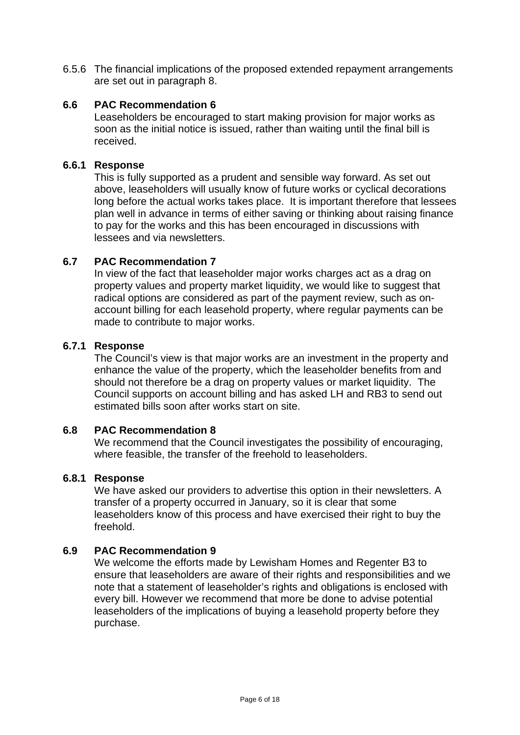6.5.6 The financial implications of the proposed extended repayment arrangements are set out in paragraph 8.

### 6.6 PAC Recommendation 6

Leaseholders be encouraged to start making provision for major works as soon as the initial notice is issued, rather than waiting until the final bill is received.

### 6.6.1 Response

This is fully supported as a prudent and sensible way forward. As set out above, leaseholders will usually know of future works or cyclical decorations long before the actual works takes place. It is important therefore that lessees plan well in advance in terms of either saving or thinking about raising finance to pay for the works and this has been encouraged in discussions with lessees and via newsletters.

### 6.7 PAC Recommendation 7

In view of the fact that leaseholder major works charges act as a drag on property values and property market liquidity, we would like to suggest that radical options are considered as part of the payment review, such as on-account billing for each leasehold property, where regular payments can be made to contribute to major works.

### 6.7.1 Response

The Council's view is that major works are an investment in the property and enhance the value of the property, which the leaseholder benefits from and should not therefore be a drag on property values or market liquidity. The Council supports on account billing and has asked LH and RB3 to send out estimated bills soon after works start on site.

### 6.8 PAC Recommendation 8

We recommend that the Council investigates the possibility of encouraging, where feasible, the transfer of the freehold to leaseholders.

### 6.8.1 Response

We have asked our providers to advertise this option in their newsletters. A transfer of a property occurred in January, so it is clear that some leaseholders know of this process and have exercised their right to buy the freehold.

### 6.9 PAC Recommendation 9

We welcome the efforts made by Lewisham Homes and Regenter B3 to ensure that leaseholders are aware of their rights and responsibilities and we note that a statement of leaseholder's rights and obligations is enclosed with every bill. However we recommend that more be done to advise potential leaseholders of the implications of buying a leasehold property before they purchase.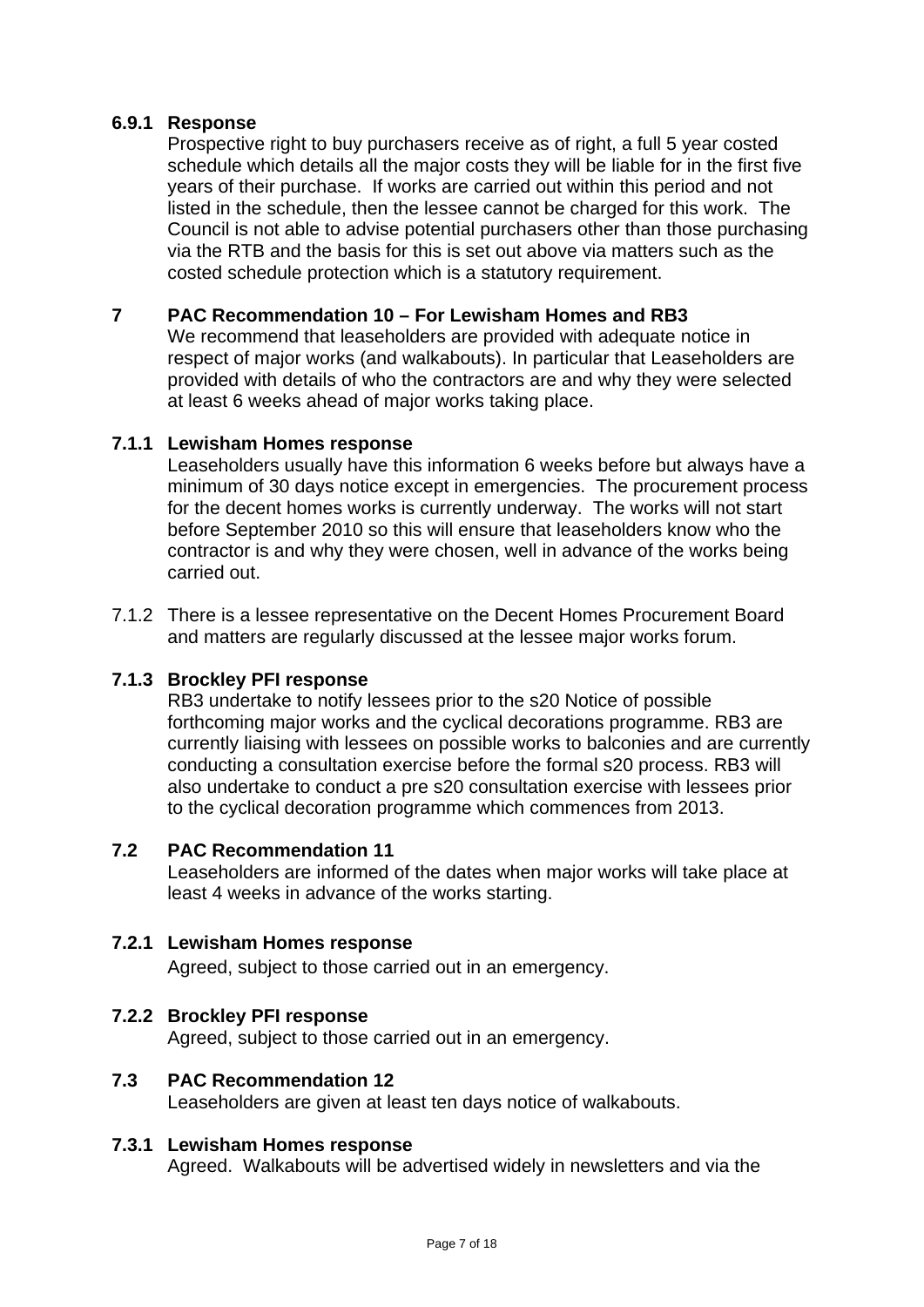**6.9.1 Response**

Prospective right to buy purchasers receive as of right, a full 5 year costed schedule which details all the major costs they will be liable for in the first five years of their purchase. If works are carried out within this period and not listed in the schedule, then the lessee cannot be charged for this work. The Council is not able to advise potential purchasers other than those purchasing via the RTB and the basis for this is set out above via matters such as the costed schedule protection which is a statutory requirement.

## 7 PAC Recommendation 10 – For Lewisham Homes and RB3

We recommend that leaseholders are provided with adequate notice in respect of major works (and walkabouts). In particular that Leaseholders are provided with details of who the contractors are and why they were selected at least 6 weeks ahead of major works taking place.

**7.1.1 Lewisham Homes response**

Leaseholders usually have this information 6 weeks before but always have a minimum of 30 days notice except in emergencies. The procurement process for the decent homes works is currently underway. The works will not start before September 2010 so this will ensure that leaseholders know who the contractor is and why they were chosen, well in advance of the works being carried out.

7.1.2 There is a lessee representative on the Decent Homes Procurement Board and matters are regularly discussed at the lessee major works forum.

**7.1.3 Brockley PFI response**

RB3 undertake to notify lessees prior to the s20 Notice of possible forthcoming major works and the cyclical decorations programme. RB3 are currently liaising with lessees on possible works to balconies and are currently conducting a consultation exercise before the formal s20 process. RB3 will also undertake to conduct a pre s20 consultation exercise with lessees prior to the cyclical decoration programme which commences from 2013.

**7.2 PAC Recommendation 11**

Leaseholders are informed of the dates when major works will take place at least 4 weeks in advance of the works starting.

**7.2.1 Lewisham Homes response**

Agreed, subject to those carried out in an emergency.

**7.2.2 Brockley PFI response**

Agreed, subject to those carried out in an emergency.

**7.3 PAC Recommendation 12**

Leaseholders are given at least ten days notice of walkabouts.

**7.3.1 Lewisham Homes response**

Agreed. Walkabouts will be advertised widely in newsletters and via the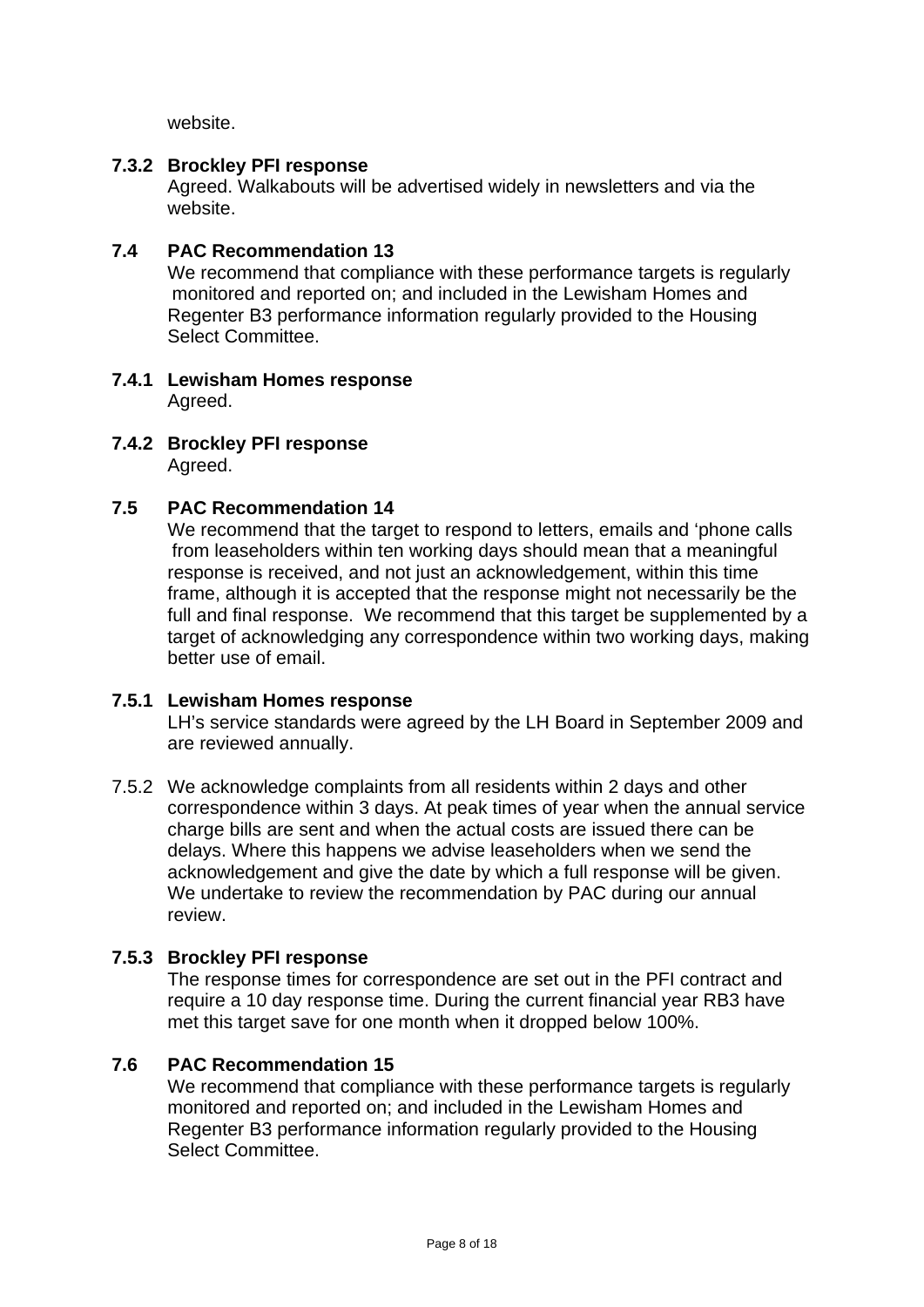website.

**7.3.2 Brockley PFI response**

Agreed. Walkabouts will be advertised widely in newsletters and via the website.

**7.4 PAC Recommendation 13**

We recommend that compliance with these performance targets is regularly monitored and reported on; and included in the Lewisham Homes and Regenter B3 performance information regularly provided to the Housing Select Committee.

**7.4.1 Lewisham Homes response**

Agreed.

**7.4.2 Brockley PFI response**

Agreed.

**7.5 PAC Recommendation 14**

We recommend that the target to respond to letters, emails and 'phone calls from leaseholders within ten working days should mean that a meaningful response is received, and not just an acknowledgement, within this time frame, although it is accepted that the response might not necessarily be the full and final response. We recommend that this target be supplemented by a target of acknowledging any correspondence within two working days, making better use of email.

**7.5.1 Lewisham Homes response**

LH's service standards were agreed by the LH Board in September 2009 and are reviewed annually.

7.5.2 We acknowledge complaints from all residents within 2 days and other correspondence within 3 days. At peak times of year when the annual service charge bills are sent and when the actual costs are issued there can be delays. Where this happens we advise leaseholders when we send the acknowledgement and give the date by which a full response will be given. We undertake to review the recommendation by PAC during our annual review.

**7.5.3 Brockley PFI response**

The response times for correspondence are set out in the PFI contract and require a 10 day response time. During the current financial year RB3 have met this target save for one month when it dropped below 100%.

**7.6 PAC Recommendation 15**

We recommend that compliance with these performance targets is regularly monitored and reported on; and included in the Lewisham Homes and Regenter B3 performance information regularly provided to the Housing Select Committee.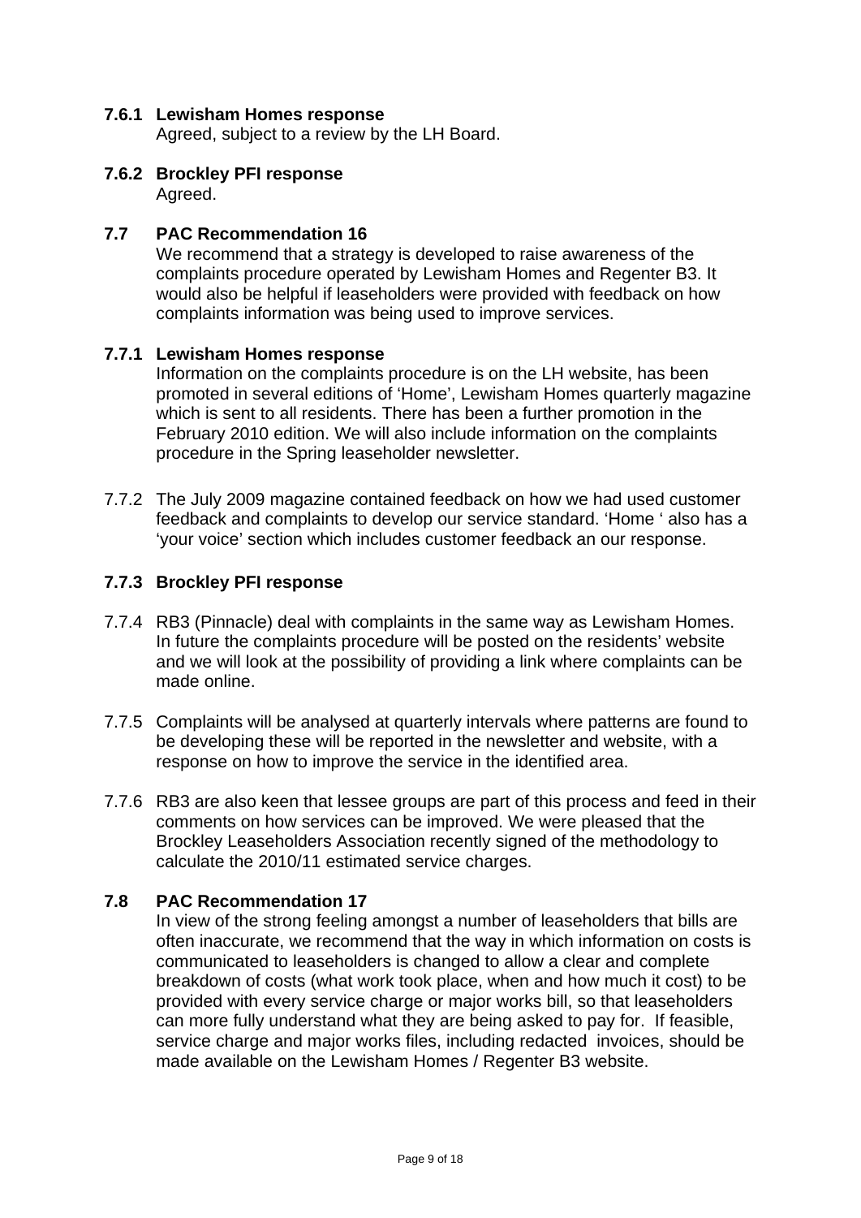**7.6.1 Lewisham Homes response**

Agreed, subject to a review by the LH Board.

**7.6.2 Brockley PFI response**

Agreed.

**7.7 PAC Recommendation 16**

We recommend that a strategy is developed to raise awareness of the complaints procedure operated by Lewisham Homes and Regenter B3. It would also be helpful if leaseholders were provided with feedback on how complaints information was being used to improve services.

**7.7.1 Lewisham Homes response**

Information on the complaints procedure is on the LH website, has been promoted in several editions of 'Home', Lewisham Homes quarterly magazine which is sent to all residents. There has been a further promotion in the February 2010 edition. We will also include information on the complaints procedure in the Spring leaseholder newsletter.

7.7.2 The July 2009 magazine contained feedback on how we had used customer feedback and complaints to develop our service standard. 'Home ' also has a 'your voice' section which includes customer feedback an our response.

**7.7.3 Brockley PFI response**

7.7.4 RB3 (Pinnacle) deal with complaints in the same way as Lewisham Homes. In future the complaints procedure will be posted on the residents' website and we will look at the possibility of providing a link where complaints can be made online.

7.7.5 Complaints will be analysed at quarterly intervals where patterns are found to be developing these will be reported in the newsletter and website, with a response on how to improve the service in the identified area.

7.7.6 RB3 are also keen that lessee groups are part of this process and feed in their comments on how services can be improved. We were pleased that the Brockley Leaseholders Association recently signed of the methodology to calculate the 2010/11 estimated service charges.

**7.8 PAC Recommendation 17**

In view of the strong feeling amongst a number of leaseholders that bills are often inaccurate, we recommend that the way in which information on costs is communicated to leaseholders is changed to allow a clear and complete breakdown of costs (what work took place, when and how much it cost) to be provided with every service charge or major works bill, so that leaseholders can more fully understand what they are being asked to pay for. If feasible, service charge and major works files, including redacted invoices, should be made available on the Lewisham Homes / Regenter B3 website.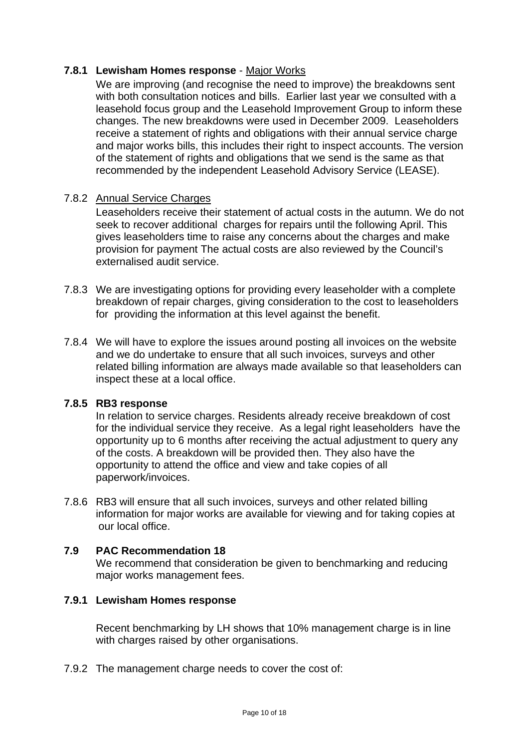**7.8.1 Lewisham Homes response** - Major Works

We are improving (and recognise the need to improve) the breakdowns sent with both consultation notices and bills. Earlier last year we consulted with a leasehold focus group and the Leasehold Improvement Group to inform these changes. The new breakdowns were used in December 2009. Leaseholders receive a statement of rights and obligations with their annual service charge and major works bills, this includes their right to inspect accounts. The version of the statement of rights and obligations that we send is the same as that recommended by the independent Leasehold Advisory Service (LEASE).

7.8.2 Annual Service Charges

Leaseholders receive their statement of actual costs in the autumn. We do not seek to recover additional charges for repairs until the following April. This gives leaseholders time to raise any concerns about the charges and make provision for payment The actual costs are also reviewed by the Council's externalised audit service.

7.8.3 We are investigating options for providing every leaseholder with a complete breakdown of repair charges, giving consideration to the cost to leaseholders for providing the information at this level against the benefit.

7.8.4 We will have to explore the issues around posting all invoices on the website and we do undertake to ensure that all such invoices, surveys and other related billing information are always made available so that leaseholders can inspect these at a local office.

**7.8.5 RB3 response**

In relation to service charges. Residents already receive breakdown of cost for the individual service they receive. As a legal right leaseholders have the opportunity up to 6 months after receiving the actual adjustment to query any of the costs. A breakdown will be provided then. They also have the opportunity to attend the office and view and take copies of all paperwork/invoices.

7.8.6 RB3 will ensure that all such invoices, surveys and other related billing information for major works are available for viewing and for taking copies at our local office.

**7.9 PAC Recommendation 18**

We recommend that consideration be given to benchmarking and reducing major works management fees.

**7.9.1 Lewisham Homes response**

Recent benchmarking by LH shows that 10% management charge is in line with charges raised by other organisations.

7.9.2 The management charge needs to cover the cost of: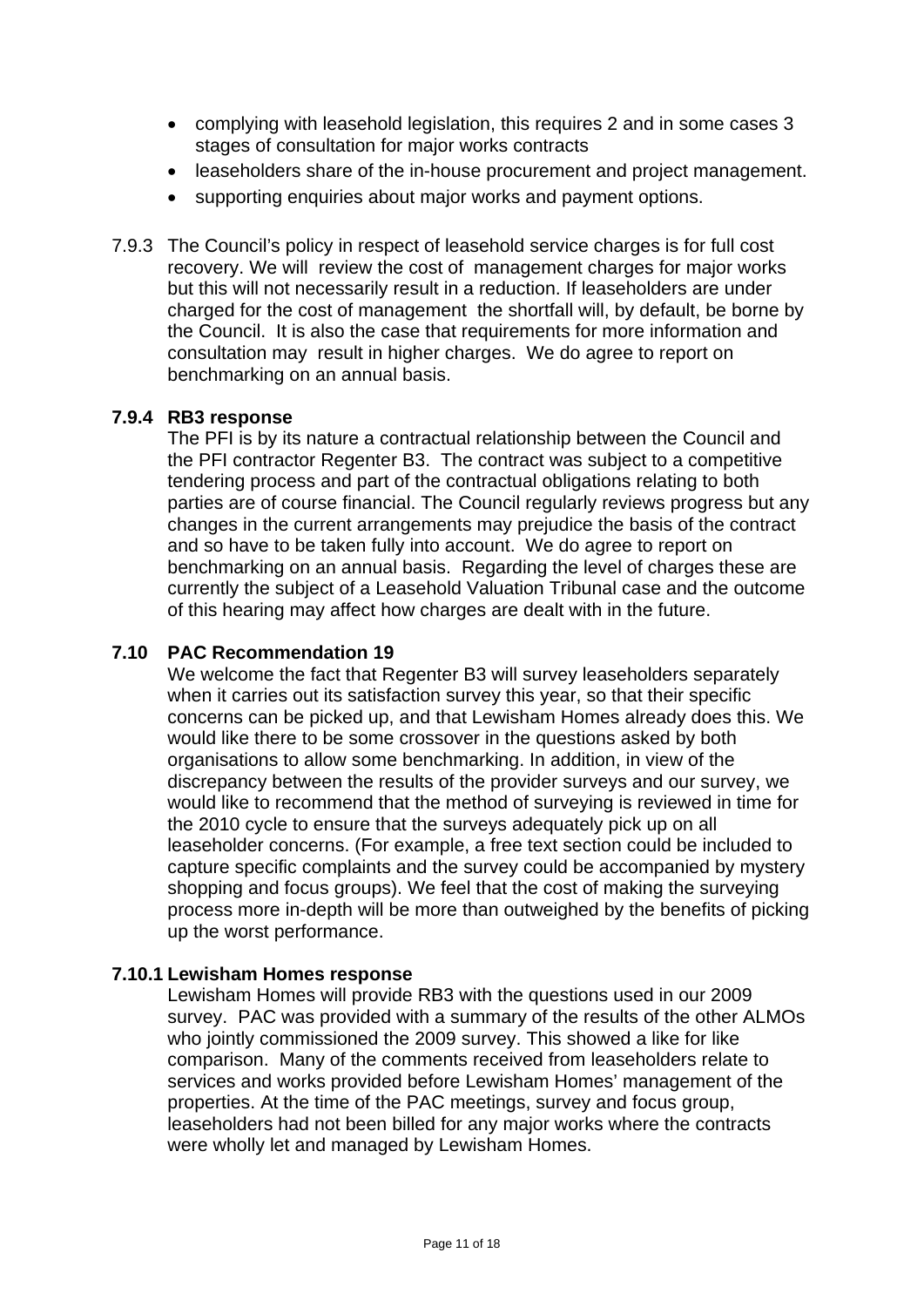- complying with leasehold legislation, this requires 2 and in some cases 3 stages of consultation for major works contracts
- leaseholders share of the in-house procurement and project management.
- supporting enquiries about major works and payment options.

7.9.3 The Council's policy in respect of leasehold service charges is for full cost recovery. We will review the cost of management charges for major works but this will not necessarily result in a reduction. If leaseholders are under charged for the cost of management the shortfall will, by default, be borne by the Council. It is also the case that requirements for more information and consultation may result in higher charges. We do agree to report on benchmarking on an annual basis.

**7.9.4 RB3 response**

The PFI is by its nature a contractual relationship between the Council and the PFI contractor Regenter B3. The contract was subject to a competitive tendering process and part of the contractual obligations relating to both parties are of course financial. The Council regularly reviews progress but any changes in the current arrangements may prejudice the basis of the contract and so have to be taken fully into account. We do agree to report on benchmarking on an annual basis. Regarding the level of charges these are currently the subject of a Leasehold Valuation Tribunal case and the outcome of this hearing may affect how charges are dealt with in the future.

**7.10 PAC Recommendation 19**

We welcome the fact that Regenter B3 will survey leaseholders separately when it carries out its satisfaction survey this year, so that their specific concerns can be picked up, and that Lewisham Homes already does this. We would like there to be some crossover in the questions asked by both organisations to allow some benchmarking. In addition, in view of the discrepancy between the results of the provider surveys and our survey, we would like to recommend that the method of surveying is reviewed in time for the 2010 cycle to ensure that the surveys adequately pick up on all leaseholder concerns. (For example, a free text section could be included to capture specific complaints and the survey could be accompanied by mystery shopping and focus groups). We feel that the cost of making the surveying process more in-depth will be more than outweighed by the benefits of picking up the worst performance.

**7.10.1 Lewisham Homes response**

Lewisham Homes will provide RB3 with the questions used in our 2009 survey. PAC was provided with a summary of the results of the other ALMOs who jointly commissioned the 2009 survey. This showed a like for like comparison. Many of the comments received from leaseholders relate to services and works provided before Lewisham Homes' management of the properties. At the time of the PAC meetings, survey and focus group, leaseholders had not been billed for any major works where the contracts were wholly let and managed by Lewisham Homes.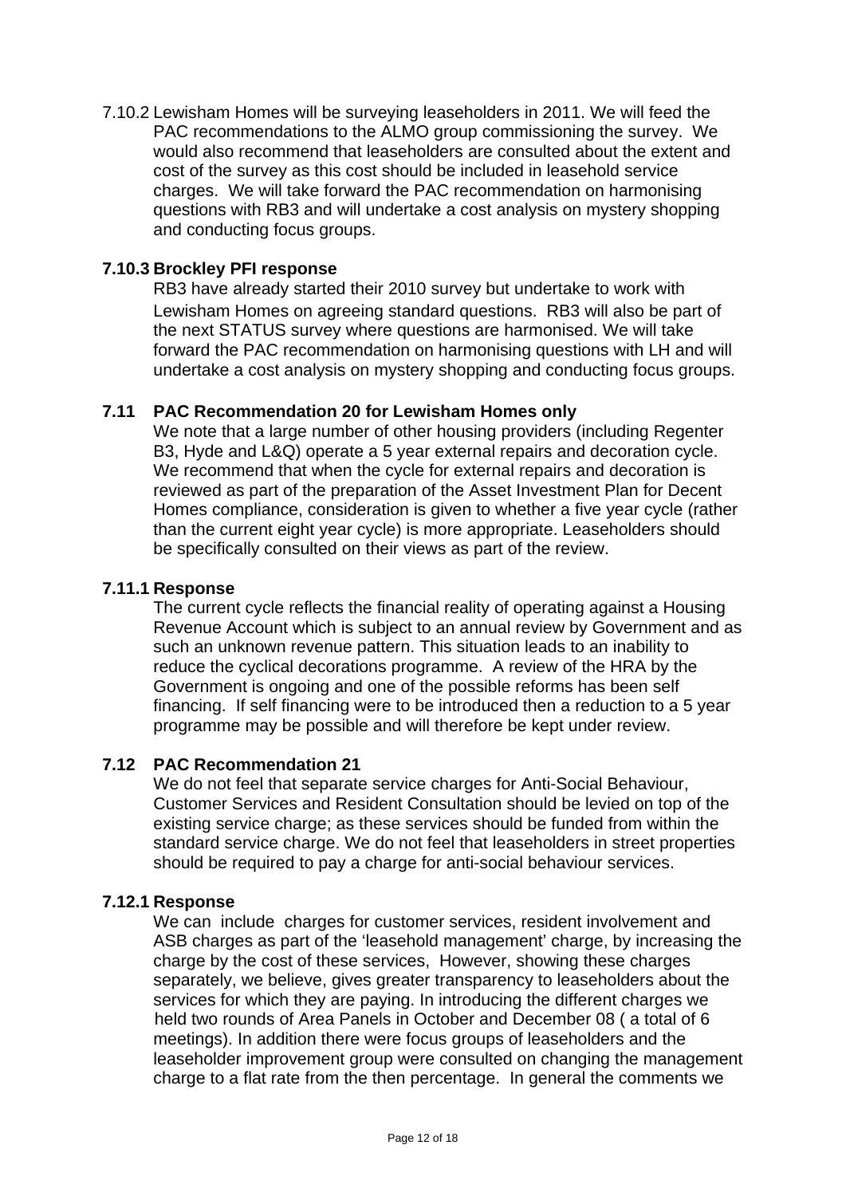7.10.2 Lewisham Homes will be surveying leaseholders in 2011. We will feed the PAC recommendations to the ALMO group commissioning the survey. We would also recommend that leaseholders are consulted about the extent and cost of the survey as this cost should be included in leasehold service charges. We will take forward the PAC recommendation on harmonising questions with RB3 and will undertake a cost analysis on mystery shopping and conducting focus groups.

**7.10.3 Brockley PFI response**

RB3 have already started their 2010 survey but undertake to work with Lewisham Homes on agreeing standard questions. RB3 will also be part of the next STATUS survey where questions are harmonised. We will take forward the PAC recommendation on harmonising questions with LH and will undertake a cost analysis on mystery shopping and conducting focus groups.

**7.11 PAC Recommendation 20 for Lewisham Homes only**

We note that a large number of other housing providers (including Regenter B3, Hyde and L&Q) operate a 5 year external repairs and decoration cycle. We recommend that when the cycle for external repairs and decoration is reviewed as part of the preparation of the Asset Investment Plan for Decent Homes compliance, consideration is given to whether a five year cycle (rather than the current eight year cycle) is more appropriate. Leaseholders should be specifically consulted on their views as part of the review.

**7.11.1 Response**

The current cycle reflects the financial reality of operating against a Housing Revenue Account which is subject to an annual review by Government and as such an unknown revenue pattern. This situation leads to an inability to reduce the cyclical decorations programme. A review of the HRA by the Government is ongoing and one of the possible reforms has been self financing. If self financing were to be introduced then a reduction to a 5 year programme may be possible and will therefore be kept under review.

**7.12 PAC Recommendation 21**

We do not feel that separate service charges for Anti-Social Behaviour, Customer Services and Resident Consultation should be levied on top of the existing service charge; as these services should be funded from within the standard service charge. We do not feel that leaseholders in street properties should be required to pay a charge for anti-social behaviour services.

**7.12.1 Response**

We can include charges for customer services, resident involvement and ASB charges as part of the 'leasehold management' charge, by increasing the charge by the cost of these services, However, showing these charges separately, we believe, gives greater transparency to leaseholders about the services for which they are paying. In introducing the different charges we held two rounds of Area Panels in October and December 08 ( a total of 6 meetings). In addition there were focus groups of leaseholders and the leaseholder improvement group were consulted on changing the management charge to a flat rate from the then percentage. In general the comments we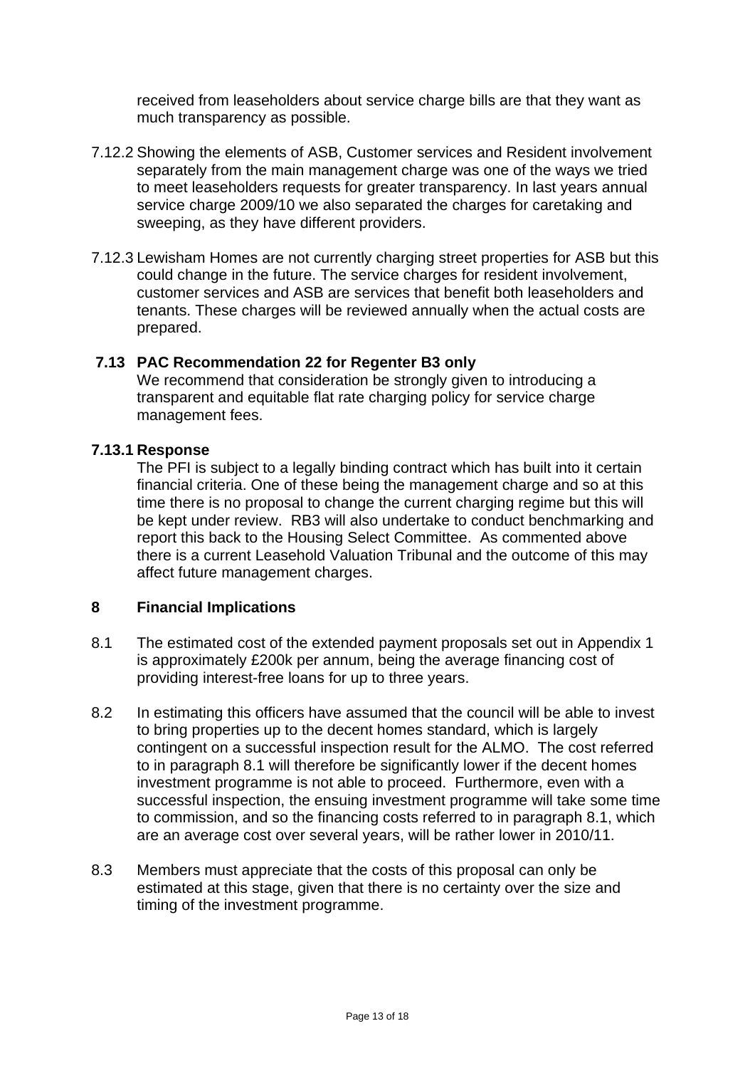received from leaseholders about service charge bills are that they want as much transparency as possible.

7.12.2 Showing the elements of ASB, Customer services and Resident involvement separately from the main management charge was one of the ways we tried to meet leaseholders requests for greater transparency. In last years annual service charge 2009/10 we also separated the charges for caretaking and sweeping, as they have different providers.

7.12.3 Lewisham Homes are not currently charging street properties for ASB but this could change in the future. The service charges for resident involvement, customer services and ASB are services that benefit both leaseholders and tenants. These charges will be reviewed annually when the actual costs are prepared.

**7.13 PAC Recommendation 22 for Regenter B3 only**

We recommend that consideration be strongly given to introducing a transparent and equitable flat rate charging policy for service charge management fees.

**7.13.1 Response**

The PFI is subject to a legally binding contract which has built into it certain financial criteria. One of these being the management charge and so at this time there is no proposal to change the current charging regime but this will be kept under review. RB3 will also undertake to conduct benchmarking and report this back to the Housing Select Committee. As commented above there is a current Leasehold Valuation Tribunal and the outcome of this may affect future management charges.

## 8 Financial Implications

8.1 The estimated cost of the extended payment proposals set out in Appendix 1 is approximately £200k per annum, being the average financing cost of providing interest-free loans for up to three years.

8.2 In estimating this officers have assumed that the council will be able to invest to bring properties up to the decent homes standard, which is largely contingent on a successful inspection result for the ALMO. The cost referred to in paragraph 8.1 will therefore be significantly lower if the decent homes investment programme is not able to proceed. Furthermore, even with a successful inspection, the ensuing investment programme will take some time to commission, and so the financing costs referred to in paragraph 8.1, which are an average cost over several years, will be rather lower in 2010/11.

8.3 Members must appreciate that the costs of this proposal can only be estimated at this stage, given that there is no certainty over the size and timing of the investment programme.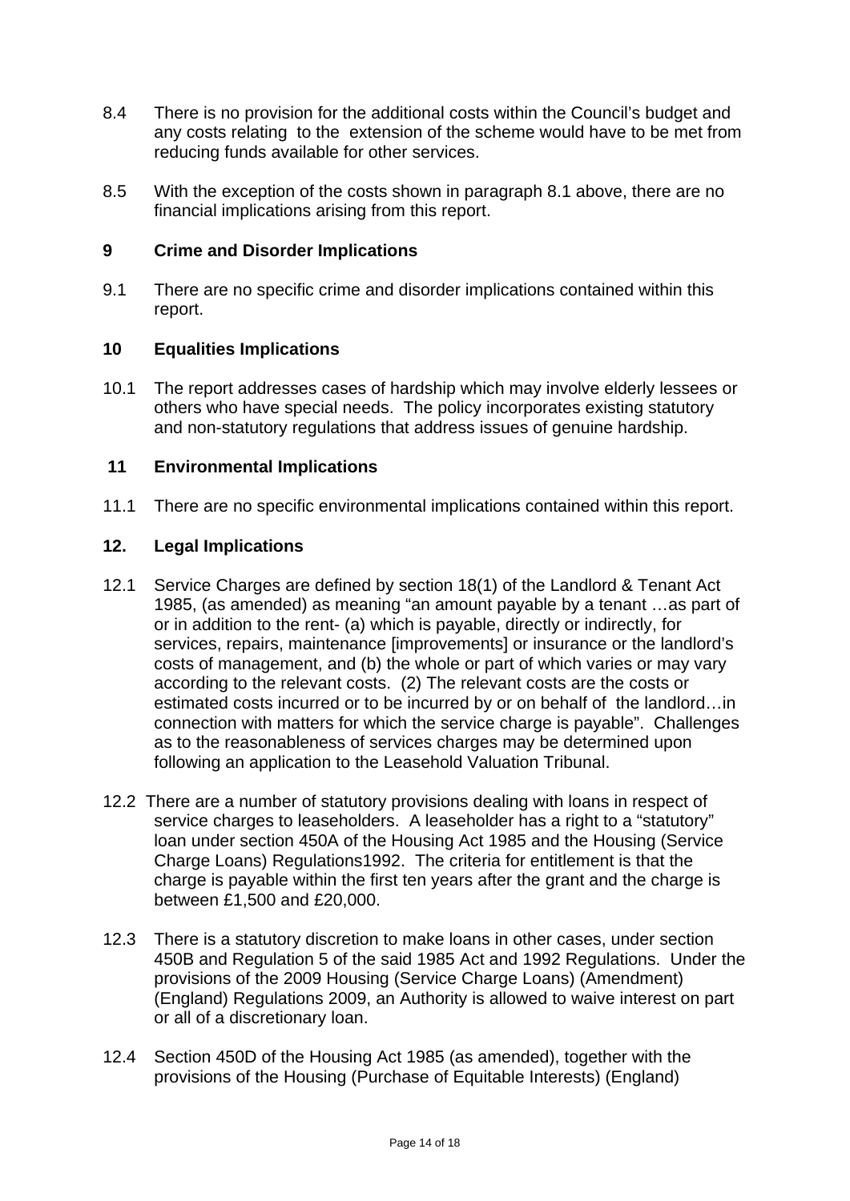8.4 There is no provision for the additional costs within the Council's budget and any costs relating to the extension of the scheme would have to be met from reducing funds available for other services.

8.5 With the exception of the costs shown in paragraph 8.1 above, there are no financial implications arising from this report.

## 9 Crime and Disorder Implications

9.1 There are no specific crime and disorder implications contained within this report.

## 10 Equalities Implications

10.1 The report addresses cases of hardship which may involve elderly lessees or others who have special needs. The policy incorporates existing statutory and non-statutory regulations that address issues of genuine hardship.

## 11 Environmental Implications

11.1 There are no specific environmental implications contained within this report.

## 12. Legal Implications

12.1 Service Charges are defined by section 18(1) of the Landlord & Tenant Act 1985, (as amended) as meaning "an amount payable by a tenant …as part of or in addition to the rent- (a) which is payable, directly or indirectly, for services, repairs, maintenance [improvements] or insurance or the landlord's costs of management, and (b) the whole or part of which varies or may vary according to the relevant costs. (2) The relevant costs are the costs or estimated costs incurred or to be incurred by or on behalf of the landlord…in connection with matters for which the service charge is payable". Challenges as to the reasonableness of services charges may be determined upon following an application to the Leasehold Valuation Tribunal.

12.2 There are a number of statutory provisions dealing with loans in respect of service charges to leaseholders. A leaseholder has a right to a "statutory" loan under section 450A of the Housing Act 1985 and the Housing (Service Charge Loans) Regulations1992. The criteria for entitlement is that the charge is payable within the first ten years after the grant and the charge is between £1,500 and £20,000.

12.3 There is a statutory discretion to make loans in other cases, under section 450B and Regulation 5 of the said 1985 Act and 1992 Regulations. Under the provisions of the 2009 Housing (Service Charge Loans) (Amendment) (England) Regulations 2009, an Authority is allowed to waive interest on part or all of a discretionary loan.

12.4 Section 450D of the Housing Act 1985 (as amended), together with the provisions of the Housing (Purchase of Equitable Interests) (England)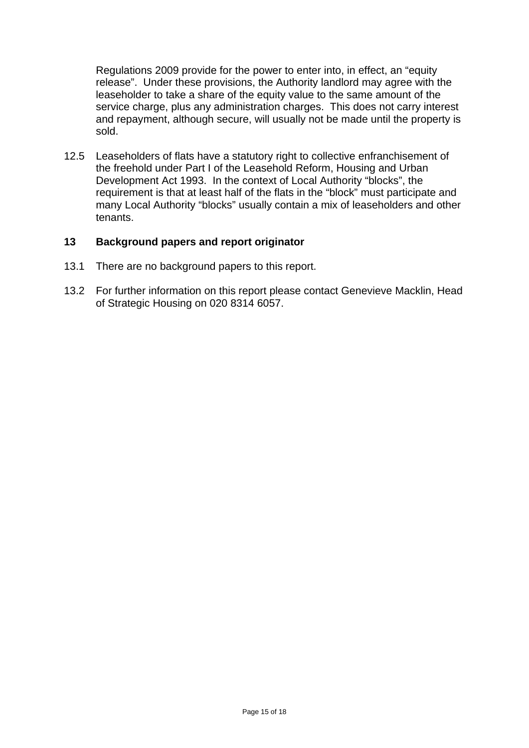Regulations 2009 provide for the power to enter into, in effect, an "equity release". Under these provisions, the Authority landlord may agree with the leaseholder to take a share of the equity value to the same amount of the service charge, plus any administration charges. This does not carry interest and repayment, although secure, will usually not be made until the property is sold.

12.5 Leaseholders of flats have a statutory right to collective enfranchisement of the freehold under Part I of the Leasehold Reform, Housing and Urban Development Act 1993. In the context of Local Authority "blocks", the requirement is that at least half of the flats in the "block" must participate and many Local Authority "blocks" usually contain a mix of leaseholders and other tenants.

## 13 Background papers and report originator

13.1 There are no background papers to this report.

13.2 For further information on this report please contact Genevieve Macklin, Head of Strategic Housing on 020 8314 6057.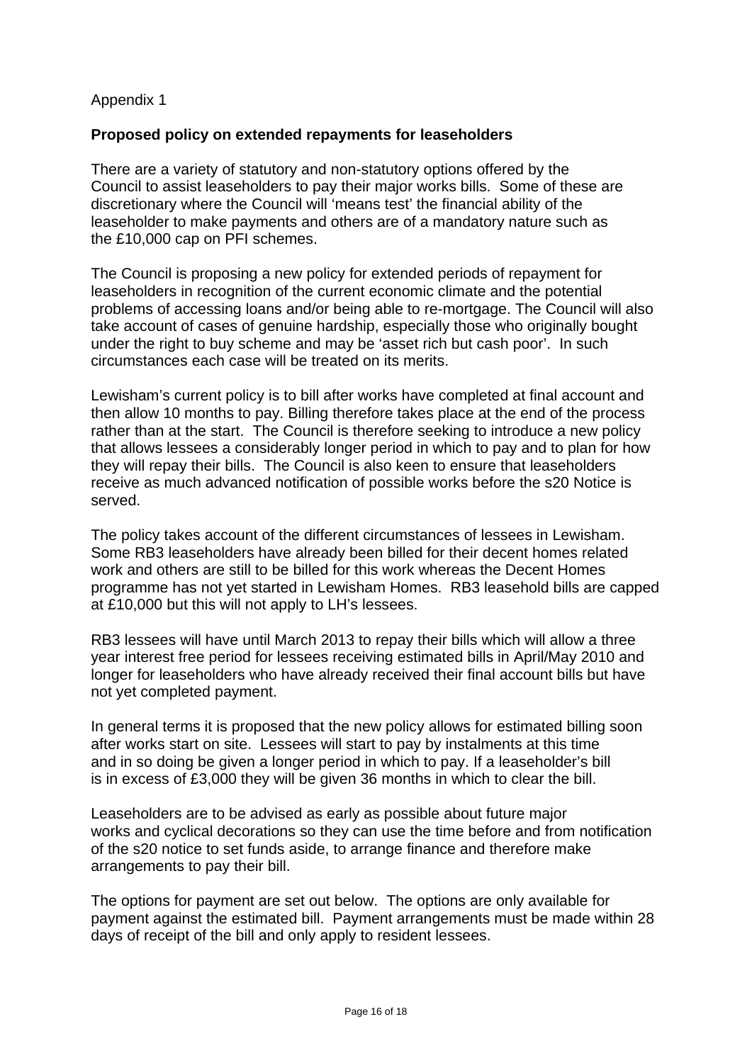Appendix 1

**Proposed policy on extended repayments for leaseholders**

There are a variety of statutory and non-statutory options offered by the Council to assist leaseholders to pay their major works bills. Some of these are discretionary where the Council will 'means test' the financial ability of the leaseholder to make payments and others are of a mandatory nature such as the £10,000 cap on PFI schemes.

The Council is proposing a new policy for extended periods of repayment for leaseholders in recognition of the current economic climate and the potential problems of accessing loans and/or being able to re-mortgage. The Council will also take account of cases of genuine hardship, especially those who originally bought under the right to buy scheme and may be 'asset rich but cash poor'. In such circumstances each case will be treated on its merits.

Lewisham's current policy is to bill after works have completed at final account and then allow 10 months to pay. Billing therefore takes place at the end of the process rather than at the start. The Council is therefore seeking to introduce a new policy that allows lessees a considerably longer period in which to pay and to plan for how they will repay their bills. The Council is also keen to ensure that leaseholders receive as much advanced notification of possible works before the s20 Notice is served.

The policy takes account of the different circumstances of lessees in Lewisham. Some RB3 leaseholders have already been billed for their decent homes related work and others are still to be billed for this work whereas the Decent Homes programme has not yet started in Lewisham Homes. RB3 leasehold bills are capped at £10,000 but this will not apply to LH's lessees.

RB3 lessees will have until March 2013 to repay their bills which will allow a three year interest free period for lessees receiving estimated bills in April/May 2010 and longer for leaseholders who have already received their final account bills but have not yet completed payment.

In general terms it is proposed that the new policy allows for estimated billing soon after works start on site. Lessees will start to pay by instalments at this time and in so doing be given a longer period in which to pay. If a leaseholder's bill is in excess of £3,000 they will be given 36 months in which to clear the bill.

Leaseholders are to be advised as early as possible about future major works and cyclical decorations so they can use the time before and from notification of the s20 notice to set funds aside, to arrange finance and therefore make arrangements to pay their bill.

The options for payment are set out below. The options are only available for payment against the estimated bill. Payment arrangements must be made within 28 days of receipt of the bill and only apply to resident lessees.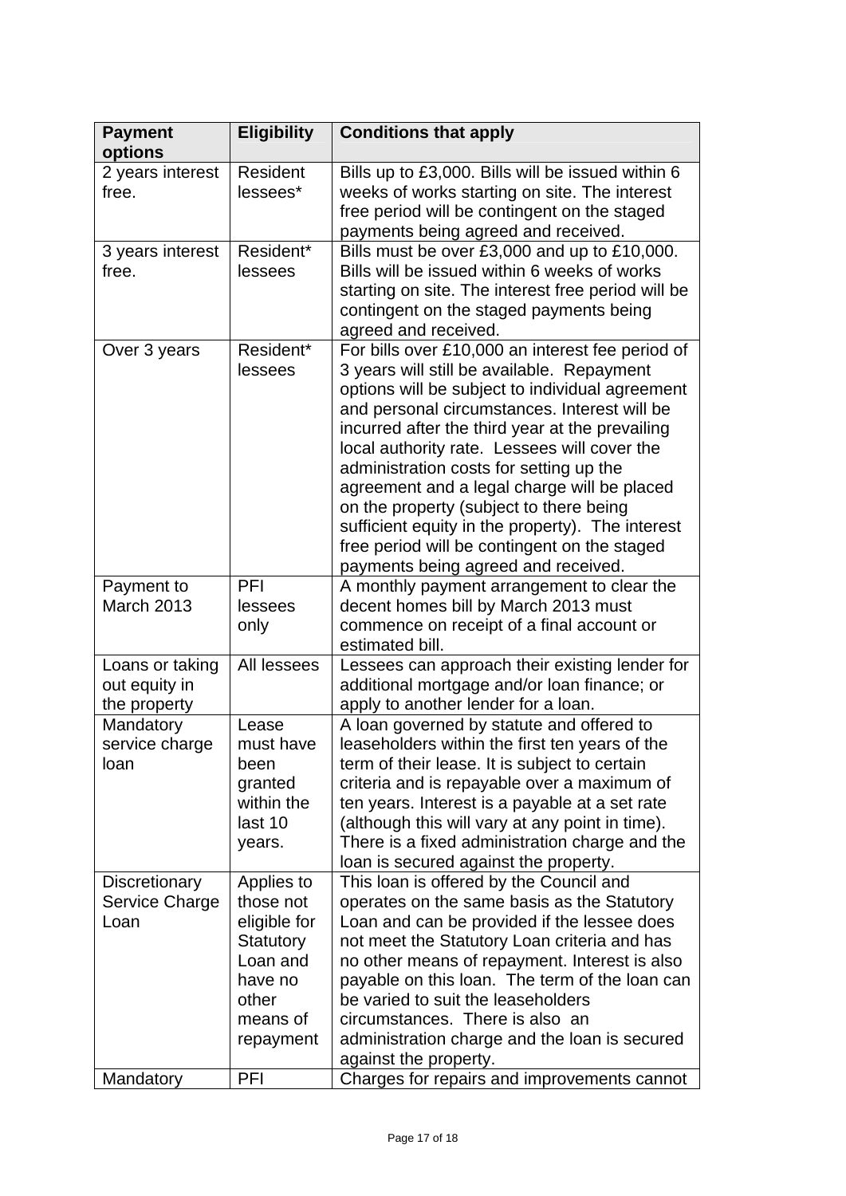| Payment options | Eligibility | Conditions that apply |
|---|---|---|
| 2 years interest free. | Resident lessees* | Bills up to £3,000. Bills will be issued within 6 weeks of works starting on site. The interest free period will be contingent on the staged payments being agreed and received. |
| 3 years interest free. | Resident* lessees | Bills must be over £3,000 and up to £10,000. Bills will be issued within 6 weeks of works starting on site. The interest free period will be contingent on the staged payments being agreed and received. |
| Over 3 years | Resident* lessees | For bills over £10,000 an interest fee period of 3 years will still be available. Repayment options will be subject to individual agreement and personal circumstances. Interest will be incurred after the third year at the prevailing local authority rate. Lessees will cover the administration costs for setting up the agreement and a legal charge will be placed on the property (subject to there being sufficient equity in the property). The interest free period will be contingent on the staged payments being agreed and received. |
| Payment to March 2013 | PFI lessees only | A monthly payment arrangement to clear the decent homes bill by March 2013 must commence on receipt of a final account or estimated bill. |
| Loans or taking out equity in the property | All lessees | Lessees can approach their existing lender for additional mortgage and/or loan finance; or apply to another lender for a loan. |
| Mandatory service charge loan | Lease must have been granted within the last 10 years. | A loan governed by statute and offered to leaseholders within the first ten years of the term of their lease. It is subject to certain criteria and is repayable over a maximum of ten years. Interest is a payable at a set rate (although this will vary at any point in time). There is a fixed administration charge and the loan is secured against the property. |
| Discretionary Service Charge Loan | Applies to those not eligible for Statutory Loan and have no other means of repayment | This loan is offered by the Council and operates on the same basis as the Statutory Loan and can be provided if the lessee does not meet the Statutory Loan criteria and has no other means of repayment. Interest is also payable on this loan. The term of the loan can be varied to suit the leaseholders circumstances. There is also an administration charge and the loan is secured against the property. |
| Mandatory | PFI | Charges for repairs and improvements cannot |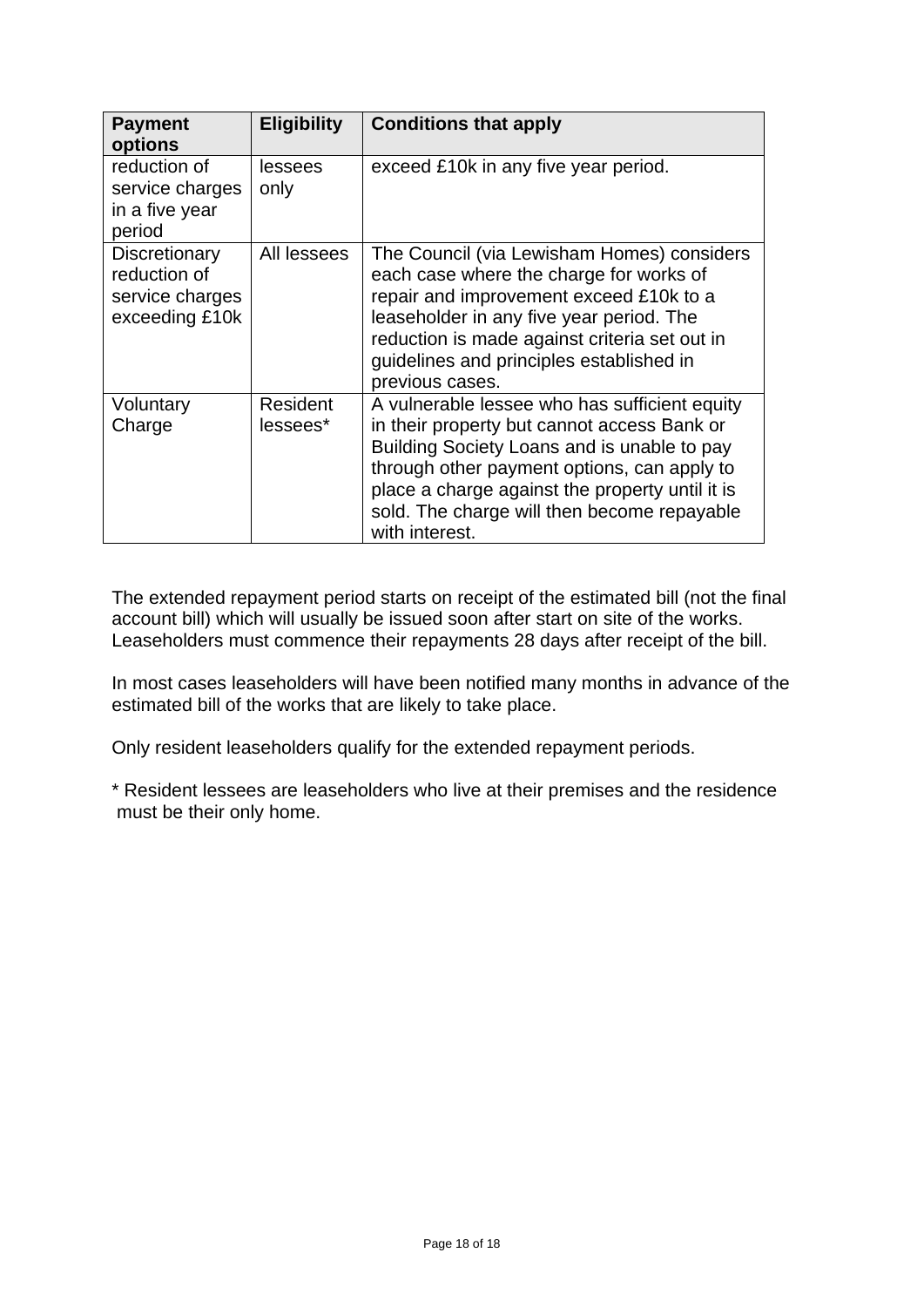| Payment options | Eligibility | Conditions that apply |
|---|---|---|
| reduction of service charges in a five year period | lessees only | exceed £10k in any five year period. |
| Discretionary reduction of service charges exceeding £10k | All lessees | The Council (via Lewisham Homes) considers each case where the charge for works of repair and improvement exceed £10k to a leaseholder in any five year period. The reduction is made against criteria set out in guidelines and principles established in previous cases. |
| Voluntary Charge | Resident lessees* | A vulnerable lessee who has sufficient equity in their property but cannot access Bank or Building Society Loans and is unable to pay through other payment options, can apply to place a charge against the property until it is sold. The charge will then become repayable with interest. |

The extended repayment period starts on receipt of the estimated bill (not the final account bill) which will usually be issued soon after start on site of the works. Leaseholders must commence their repayments 28 days after receipt of the bill.

In most cases leaseholders will have been notified many months in advance of the estimated bill of the works that are likely to take place.

Only resident leaseholders qualify for the extended repayment periods.

* Resident lessees are leaseholders who live at their premises and the residence must be their only home.